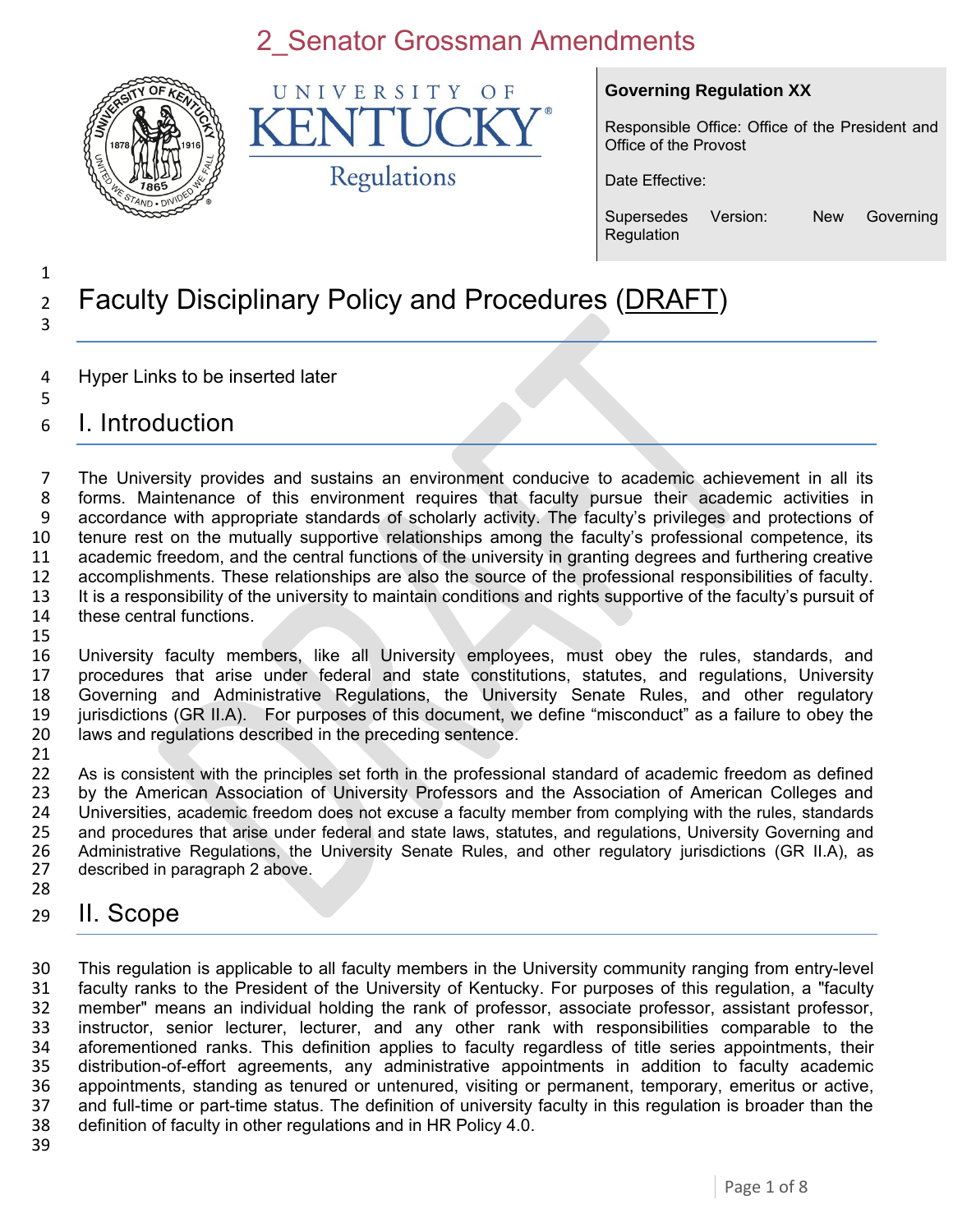# 2_Senator Grossman Amendments

UNIVERSITY OF KENTUCKY Regulations

**Governing Regulation XX**

Responsible Office: Office of the President and Office of the Provost

Date Effective:

Supersedes Version: New Governing Regulation

# Faculty Disciplinary Policy and Procedures (DRAFT)

Hyper Links to be inserted later

## I. Introduction

The University provides and sustains an environment conducive to academic achievement in all its forms. Maintenance of this environment requires that faculty pursue their academic activities in accordance with appropriate standards of scholarly activity. The faculty's privileges and protections of tenure rest on the mutually supportive relationships among the faculty's professional competence, its academic freedom, and the central functions of the university in granting degrees and furthering creative accomplishments. These relationships are also the source of the professional responsibilities of faculty. It is a responsibility of the university to maintain conditions and rights supportive of the faculty's pursuit of these central functions.

University faculty members, like all University employees, must obey the rules, standards, and procedures that arise under federal and state constitutions, statutes, and regulations, University Governing and Administrative Regulations, the University Senate Rules, and other regulatory jurisdictions (GR II.A). For purposes of this document, we define "misconduct" as a failure to obey the laws and regulations described in the preceding sentence.

As is consistent with the principles set forth in the professional standard of academic freedom as defined by the American Association of University Professors and the Association of American Colleges and Universities, academic freedom does not excuse a faculty member from complying with the rules, standards and procedures that arise under federal and state laws, statutes, and regulations, University Governing and Administrative Regulations, the University Senate Rules, and other regulatory jurisdictions (GR II.A), as described in paragraph 2 above.

## II. Scope

This regulation is applicable to all faculty members in the University community ranging from entry-level faculty ranks to the President of the University of Kentucky. For purposes of this regulation, a "faculty member" means an individual holding the rank of professor, associate professor, assistant professor, instructor, senior lecturer, lecturer, and any other rank with responsibilities comparable to the aforementioned ranks. This definition applies to faculty regardless of title series appointments, their distribution-of-effort agreements, any administrative appointments in addition to faculty academic appointments, standing as tenured or untenured, visiting or permanent, temporary, emeritus or active, and full-time or part-time status. The definition of university faculty in this regulation is broader than the definition of faculty in other regulations and in HR Policy 4.0.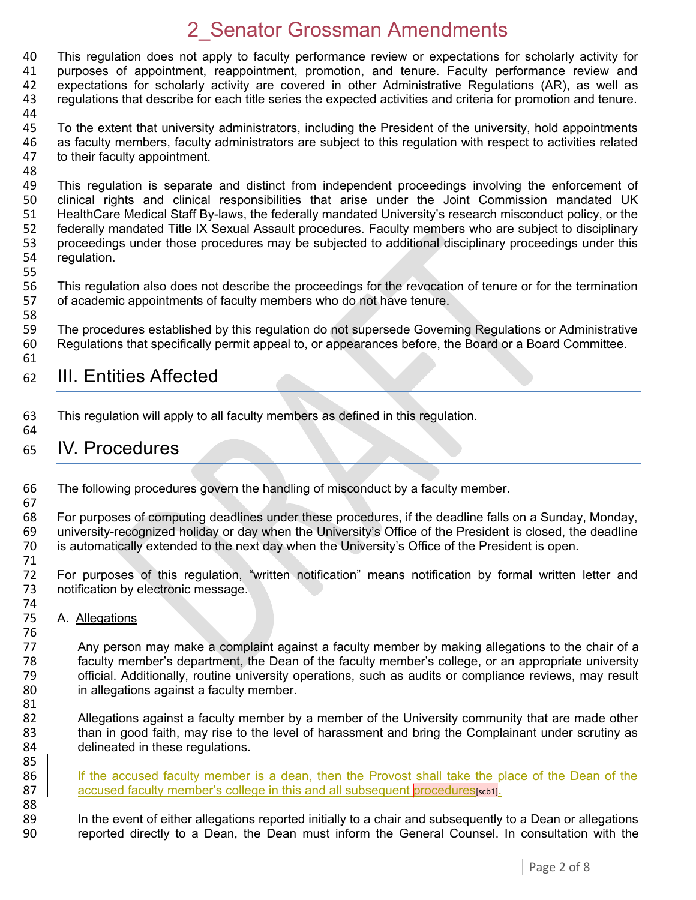This regulation does not apply to faculty performance review or expectations for scholarly activity for purposes of appointment, reappointment, promotion, and tenure. Faculty performance review and expectations for scholarly activity are covered in other Administrative Regulations (AR), as well as regulations that describe for each title series the expected activities and criteria for promotion and tenure.

To the extent that university administrators, including the President of the university, hold appointments as faculty members, faculty administrators are subject to this regulation with respect to activities related to their faculty appointment.

This regulation is separate and distinct from independent proceedings involving the enforcement of clinical rights and clinical responsibilities that arise under the Joint Commission mandated UK HealthCare Medical Staff By-laws, the federally mandated University's research misconduct policy, or the federally mandated Title IX Sexual Assault procedures. Faculty members who are subject to disciplinary proceedings under those procedures may be subjected to additional disciplinary proceedings under this regulation.

This regulation also does not describe the proceedings for the revocation of tenure or for the termination of academic appointments of faculty members who do not have tenure.

The procedures established by this regulation do not supersede Governing Regulations or Administrative Regulations that specifically permit appeal to, or appearances before, the Board or a Board Committee.

# III. Entities Affected

This regulation will apply to all faculty members as defined in this regulation.

# IV. Procedures

The following procedures govern the handling of misconduct by a faculty member.

For purposes of computing deadlines under these procedures, if the deadline falls on a Sunday, Monday, university-recognized holiday or day when the University's Office of the President is closed, the deadline is automatically extended to the next day when the University's Office of the President is open.

For purposes of this regulation, "written notification" means notification by formal written letter and notification by electronic message.

A. Allegations

Any person may make a complaint against a faculty member by making allegations to the chair of a faculty member's department, the Dean of the faculty member's college, or an appropriate university official. Additionally, routine university operations, such as audits or compliance reviews, may result in allegations against a faculty member.

Allegations against a faculty member by a member of the University community that are made other than in good faith, may rise to the level of harassment and bring the Complainant under scrutiny as delineated in these regulations.

If the accused faculty member is a dean, then the Provost shall take the place of the Dean of the accused faculty member's college in this and all subsequent procedures[scb1].

In the event of either allegations reported initially to a chair and subsequently to a Dean or allegations reported directly to a Dean, the Dean must inform the General Counsel. In consultation with the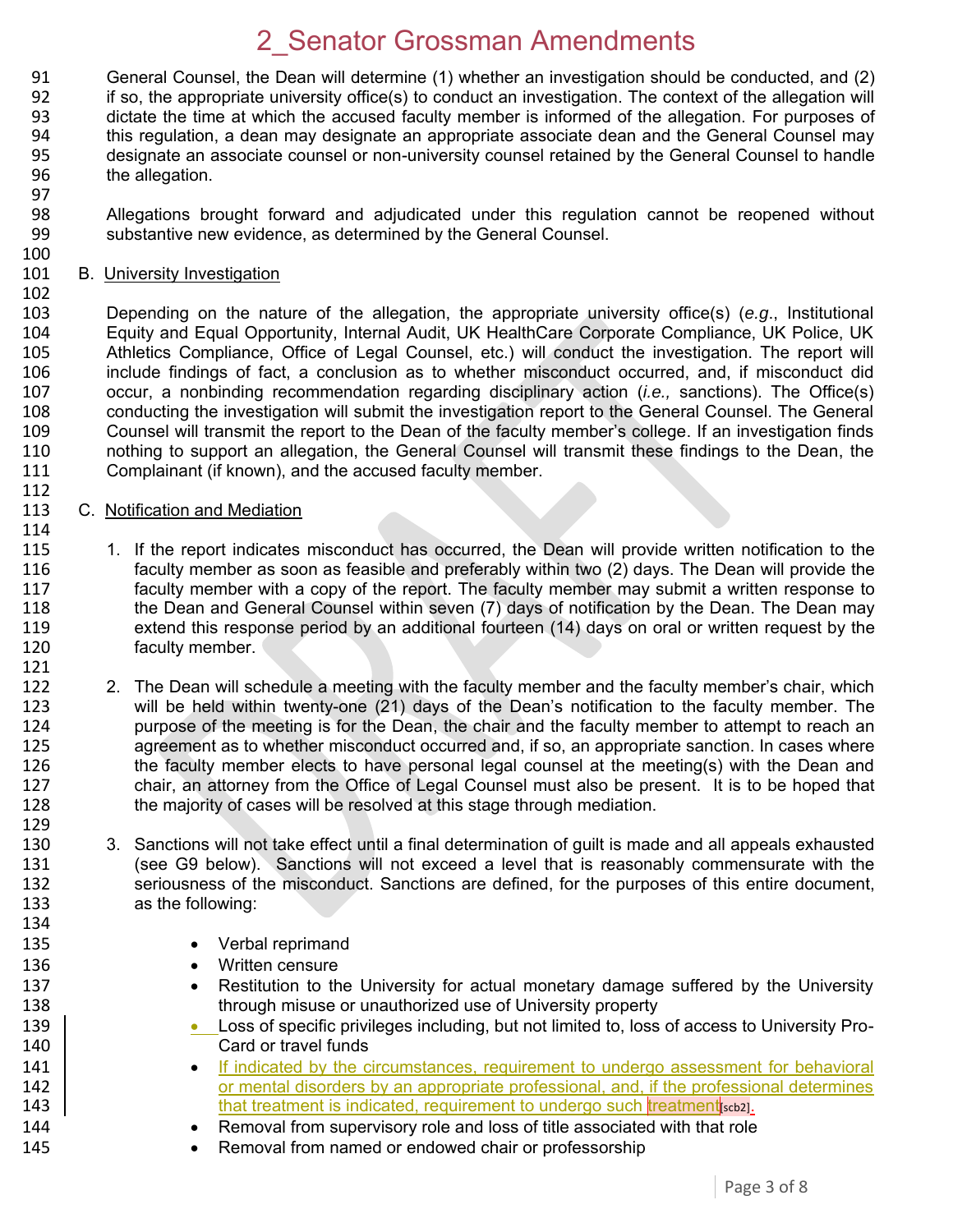General Counsel, the Dean will determine (1) whether an investigation should be conducted, and (2) if so, the appropriate university office(s) to conduct an investigation. The context of the allegation will dictate the time at which the accused faculty member is informed of the allegation. For purposes of this regulation, a dean may designate an appropriate associate dean and the General Counsel may designate an associate counsel or non-university counsel retained by the General Counsel to handle the allegation.

Allegations brought forward and adjudicated under this regulation cannot be reopened without substantive new evidence, as determined by the General Counsel.

B. University Investigation

Depending on the nature of the allegation, the appropriate university office(s) (*e.g.*, Institutional Equity and Equal Opportunity, Internal Audit, UK HealthCare Corporate Compliance, UK Police, UK Athletics Compliance, Office of Legal Counsel, etc.) will conduct the investigation. The report will include findings of fact, a conclusion as to whether misconduct occurred, and, if misconduct did occur, a nonbinding recommendation regarding disciplinary action (*i.e.,* sanctions). The Office(s) conducting the investigation will submit the investigation report to the General Counsel. The General Counsel will transmit the report to the Dean of the faculty member's college. If an investigation finds nothing to support an allegation, the General Counsel will transmit these findings to the Dean, the Complainant (if known), and the accused faculty member.

C. Notification and Mediation

1. If the report indicates misconduct has occurred, the Dean will provide written notification to the faculty member as soon as feasible and preferably within two (2) days. The Dean will provide the faculty member with a copy of the report. The faculty member may submit a written response to the Dean and General Counsel within seven (7) days of notification by the Dean. The Dean may extend this response period by an additional fourteen (14) days on oral or written request by the faculty member.

2. The Dean will schedule a meeting with the faculty member and the faculty member's chair, which will be held within twenty-one (21) days of the Dean's notification to the faculty member. The purpose of the meeting is for the Dean, the chair and the faculty member to attempt to reach an agreement as to whether misconduct occurred and, if so, an appropriate sanction. In cases where the faculty member elects to have personal legal counsel at the meeting(s) with the Dean and chair, an attorney from the Office of Legal Counsel must also be present. It is to be hoped that the majority of cases will be resolved at this stage through mediation.

3. Sanctions will not take effect until a final determination of guilt is made and all appeals exhausted (see G9 below). Sanctions will not exceed a level that is reasonably commensurate with the seriousness of the misconduct. Sanctions are defined, for the purposes of this entire document, as the following:

   - Verbal reprimand
   - Written censure
   - Restitution to the University for actual monetary damage suffered by the University through misuse or unauthorized use of University property
   - Loss of specific privileges including, but not limited to, loss of access to University Pro-Card or travel funds
   - If indicated by the circumstances, requirement to undergo assessment for behavioral or mental disorders by an appropriate professional, and, if the professional determines that treatment is indicated, requirement to undergo such treatment[scb2].
   - Removal from supervisory role and loss of title associated with that role
   - Removal from named or endowed chair or professorship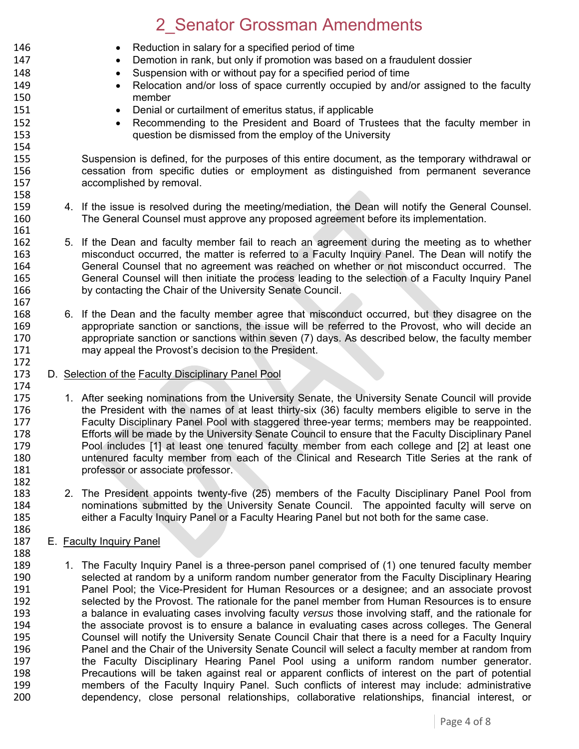- Reduction in salary for a specified period of time
- Demotion in rank, but only if promotion was based on a fraudulent dossier
- Suspension with or without pay for a specified period of time
- Relocation and/or loss of space currently occupied by and/or assigned to the faculty member
- Denial or curtailment of emeritus status, if applicable
- Recommending to the President and Board of Trustees that the faculty member in question be dismissed from the employ of the University

Suspension is defined, for the purposes of this entire document, as the temporary withdrawal or cessation from specific duties or employment as distinguished from permanent severance accomplished by removal.

4. If the issue is resolved during the meeting/mediation, the Dean will notify the General Counsel. The General Counsel must approve any proposed agreement before its implementation.

5. If the Dean and faculty member fail to reach an agreement during the meeting as to whether misconduct occurred, the matter is referred to a Faculty Inquiry Panel. The Dean will notify the General Counsel that no agreement was reached on whether or not misconduct occurred. The General Counsel will then initiate the process leading to the selection of a Faculty Inquiry Panel by contacting the Chair of the University Senate Council.

6. If the Dean and the faculty member agree that misconduct occurred, but they disagree on the appropriate sanction or sanctions, the issue will be referred to the Provost, who will decide an appropriate sanction or sanctions within seven (7) days. As described below, the faculty member may appeal the Provost's decision to the President.

D. Selection of the Faculty Disciplinary Panel Pool

1. After seeking nominations from the University Senate, the University Senate Council will provide the President with the names of at least thirty-six (36) faculty members eligible to serve in the Faculty Disciplinary Panel Pool with staggered three-year terms; members may be reappointed. Efforts will be made by the University Senate Council to ensure that the Faculty Disciplinary Panel Pool includes [1] at least one tenured faculty member from each college and [2] at least one untenured faculty member from each of the Clinical and Research Title Series at the rank of professor or associate professor.

2. The President appoints twenty-five (25) members of the Faculty Disciplinary Panel Pool from nominations submitted by the University Senate Council. The appointed faculty will serve on either a Faculty Inquiry Panel or a Faculty Hearing Panel but not both for the same case.

E. Faculty Inquiry Panel

1. The Faculty Inquiry Panel is a three-person panel comprised of (1) one tenured faculty member selected at random by a uniform random number generator from the Faculty Disciplinary Hearing Panel Pool; the Vice-President for Human Resources or a designee; and an associate provost selected by the Provost. The rationale for the panel member from Human Resources is to ensure a balance in evaluating cases involving faculty *versus* those involving staff, and the rationale for the associate provost is to ensure a balance in evaluating cases across colleges. The General Counsel will notify the University Senate Council Chair that there is a need for a Faculty Inquiry Panel and the Chair of the University Senate Council will select a faculty member at random from the Faculty Disciplinary Hearing Panel Pool using a uniform random number generator. Precautions will be taken against real or apparent conflicts of interest on the part of potential members of the Faculty Inquiry Panel. Such conflicts of interest may include: administrative dependency, close personal relationships, collaborative relationships, financial interest, or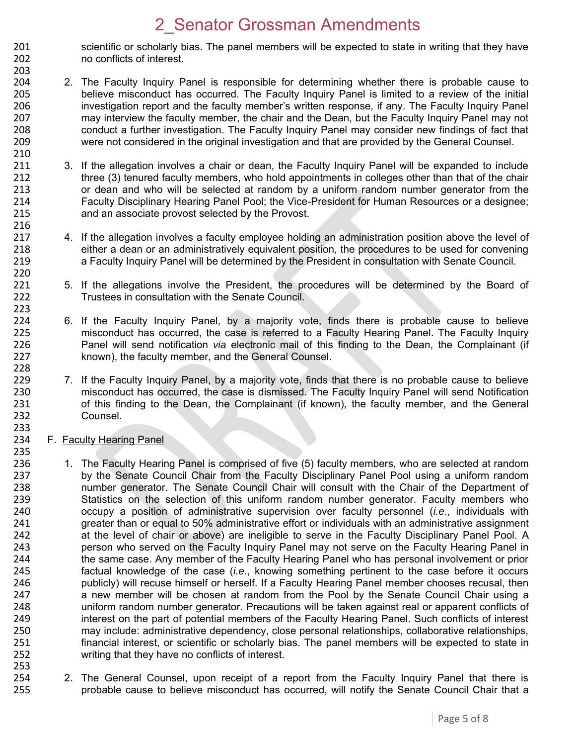scientific or scholarly bias. The panel members will be expected to state in writing that they have no conflicts of interest.

2. The Faculty Inquiry Panel is responsible for determining whether there is probable cause to believe misconduct has occurred. The Faculty Inquiry Panel is limited to a review of the initial investigation report and the faculty member's written response, if any. The Faculty Inquiry Panel may interview the faculty member, the chair and the Dean, but the Faculty Inquiry Panel may not conduct a further investigation. The Faculty Inquiry Panel may consider new findings of fact that were not considered in the original investigation and that are provided by the General Counsel.

3. If the allegation involves a chair or dean, the Faculty Inquiry Panel will be expanded to include three (3) tenured faculty members, who hold appointments in colleges other than that of the chair or dean and who will be selected at random by a uniform random number generator from the Faculty Disciplinary Hearing Panel Pool; the Vice-President for Human Resources or a designee; and an associate provost selected by the Provost.

4. If the allegation involves a faculty employee holding an administration position above the level of either a dean or an administratively equivalent position, the procedures to be used for convening a Faculty Inquiry Panel will be determined by the President in consultation with Senate Council.

5. If the allegations involve the President, the procedures will be determined by the Board of Trustees in consultation with the Senate Council.

6. If the Faculty Inquiry Panel, by a majority vote, finds there is probable cause to believe misconduct has occurred, the case is referred to a Faculty Hearing Panel. The Faculty Inquiry Panel will send notification *via* electronic mail of this finding to the Dean, the Complainant (if known), the faculty member, and the General Counsel.

7. If the Faculty Inquiry Panel, by a majority vote, finds that there is no probable cause to believe misconduct has occurred, the case is dismissed. The Faculty Inquiry Panel will send Notification of this finding to the Dean, the Complainant (if known), the faculty member, and the General Counsel.

F. Faculty Hearing Panel

1. The Faculty Hearing Panel is comprised of five (5) faculty members, who are selected at random by the Senate Council Chair from the Faculty Disciplinary Panel Pool using a uniform random number generator. The Senate Council Chair will consult with the Chair of the Department of Statistics on the selection of this uniform random number generator. Faculty members who occupy a position of administrative supervision over faculty personnel (*i.e.*, individuals with greater than or equal to 50% administrative effort or individuals with an administrative assignment at the level of chair or above) are ineligible to serve in the Faculty Disciplinary Panel Pool. A person who served on the Faculty Inquiry Panel may not serve on the Faculty Hearing Panel in the same case. Any member of the Faculty Hearing Panel who has personal involvement or prior factual knowledge of the case (*i.e.*, knowing something pertinent to the case before it occurs publicly) will recuse himself or herself. If a Faculty Hearing Panel member chooses recusal, then a new member will be chosen at random from the Pool by the Senate Council Chair using a uniform random number generator. Precautions will be taken against real or apparent conflicts of interest on the part of potential members of the Faculty Hearing Panel. Such conflicts of interest may include: administrative dependency, close personal relationships, collaborative relationships, financial interest, or scientific or scholarly bias. The panel members will be expected to state in writing that they have no conflicts of interest.

2. The General Counsel, upon receipt of a report from the Faculty Inquiry Panel that there is probable cause to believe misconduct has occurred, will notify the Senate Council Chair that a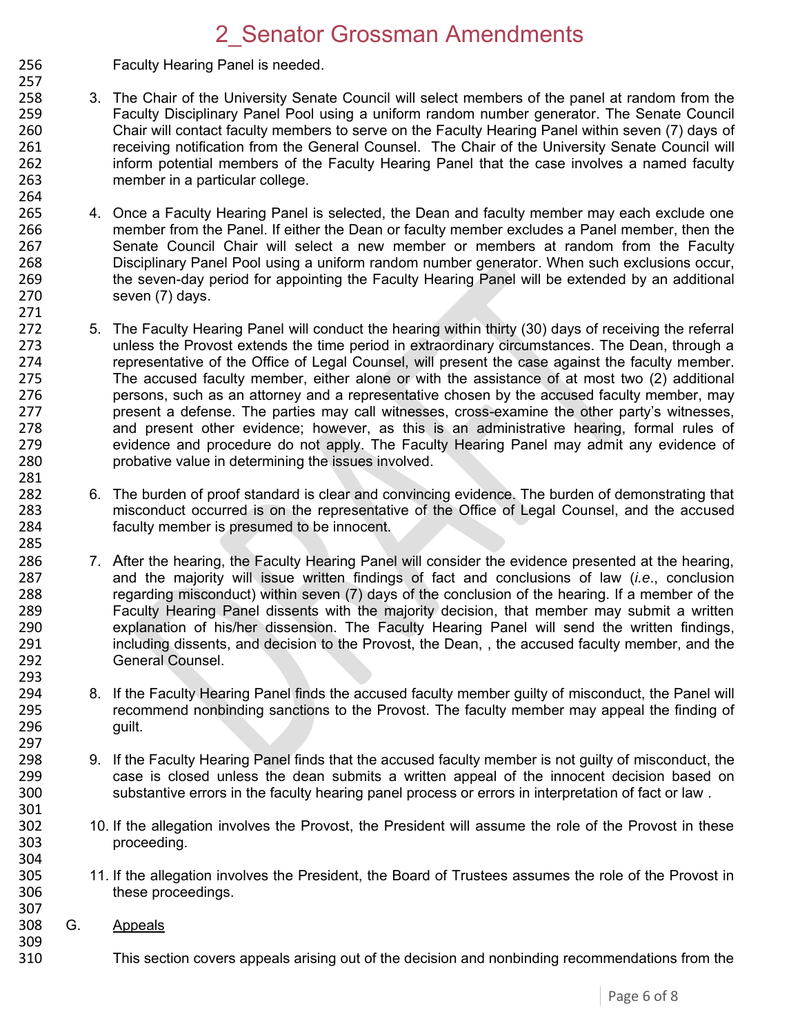Faculty Hearing Panel is needed.

3. The Chair of the University Senate Council will select members of the panel at random from the Faculty Disciplinary Panel Pool using a uniform random number generator. The Senate Council Chair will contact faculty members to serve on the Faculty Hearing Panel within seven (7) days of receiving notification from the General Counsel. The Chair of the University Senate Council will inform potential members of the Faculty Hearing Panel that the case involves a named faculty member in a particular college.

4. Once a Faculty Hearing Panel is selected, the Dean and faculty member may each exclude one member from the Panel. If either the Dean or faculty member excludes a Panel member, then the Senate Council Chair will select a new member or members at random from the Faculty Disciplinary Panel Pool using a uniform random number generator. When such exclusions occur, the seven-day period for appointing the Faculty Hearing Panel will be extended by an additional seven (7) days.

5. The Faculty Hearing Panel will conduct the hearing within thirty (30) days of receiving the referral unless the Provost extends the time period in extraordinary circumstances. The Dean, through a representative of the Office of Legal Counsel, will present the case against the faculty member. The accused faculty member, either alone or with the assistance of at most two (2) additional persons, such as an attorney and a representative chosen by the accused faculty member, may present a defense. The parties may call witnesses, cross-examine the other party's witnesses, and present other evidence; however, as this is an administrative hearing, formal rules of evidence and procedure do not apply. The Faculty Hearing Panel may admit any evidence of probative value in determining the issues involved.

6. The burden of proof standard is clear and convincing evidence. The burden of demonstrating that misconduct occurred is on the representative of the Office of Legal Counsel, and the accused faculty member is presumed to be innocent.

7. After the hearing, the Faculty Hearing Panel will consider the evidence presented at the hearing, and the majority will issue written findings of fact and conclusions of law (*i.e.*, conclusion regarding misconduct) within seven (7) days of the conclusion of the hearing. If a member of the Faculty Hearing Panel dissents with the majority decision, that member may submit a written explanation of his/her dissension. The Faculty Hearing Panel will send the written findings, including dissents, and decision to the Provost, the Dean, , the accused faculty member, and the General Counsel.

8. If the Faculty Hearing Panel finds the accused faculty member guilty of misconduct, the Panel will recommend nonbinding sanctions to the Provost. The faculty member may appeal the finding of guilt.

9. If the Faculty Hearing Panel finds that the accused faculty member is not guilty of misconduct, the case is closed unless the dean submits a written appeal of the innocent decision based on substantive errors in the faculty hearing panel process or errors in interpretation of fact or law .

10. If the allegation involves the Provost, the President will assume the role of the Provost in these proceeding.

11. If the allegation involves the President, the Board of Trustees assumes the role of the Provost in these proceedings.

G. <u>Appeals</u>

This section covers appeals arising out of the decision and nonbinding recommendations from the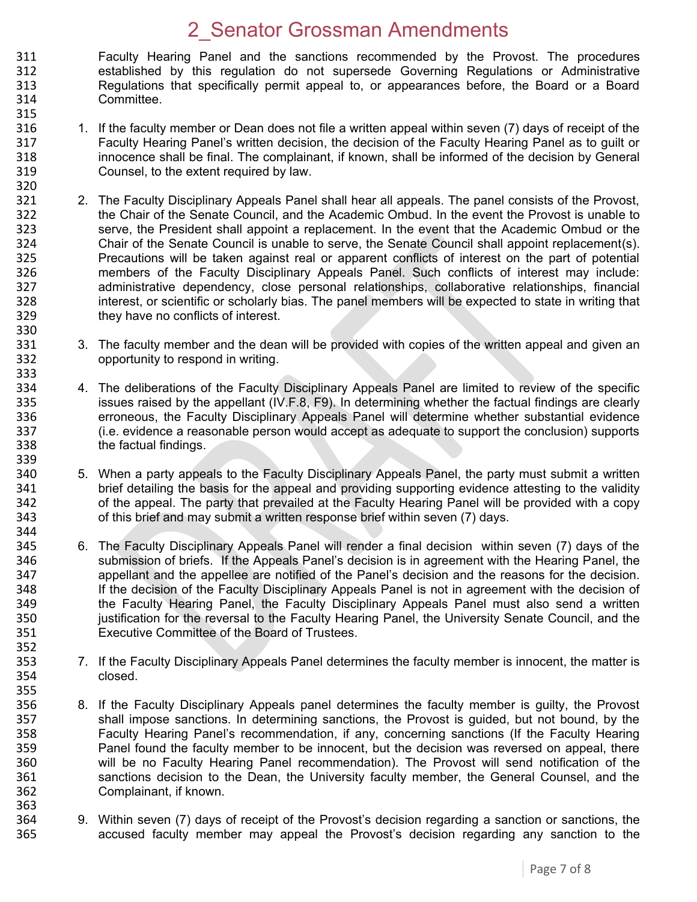Faculty Hearing Panel and the sanctions recommended by the Provost. The procedures established by this regulation do not supersede Governing Regulations or Administrative Regulations that specifically permit appeal to, or appearances before, the Board or a Board Committee.

1. If the faculty member or Dean does not file a written appeal within seven (7) days of receipt of the Faculty Hearing Panel's written decision, the decision of the Faculty Hearing Panel as to guilt or innocence shall be final. The complainant, if known, shall be informed of the decision by General Counsel, to the extent required by law.

2. The Faculty Disciplinary Appeals Panel shall hear all appeals. The panel consists of the Provost, the Chair of the Senate Council, and the Academic Ombud. In the event the Provost is unable to serve, the President shall appoint a replacement. In the event that the Academic Ombud or the Chair of the Senate Council is unable to serve, the Senate Council shall appoint replacement(s). Precautions will be taken against real or apparent conflicts of interest on the part of potential members of the Faculty Disciplinary Appeals Panel. Such conflicts of interest may include: administrative dependency, close personal relationships, collaborative relationships, financial interest, or scientific or scholarly bias. The panel members will be expected to state in writing that they have no conflicts of interest.

3. The faculty member and the dean will be provided with copies of the written appeal and given an opportunity to respond in writing.

4. The deliberations of the Faculty Disciplinary Appeals Panel are limited to review of the specific issues raised by the appellant (IV.F.8, F9). In determining whether the factual findings are clearly erroneous, the Faculty Disciplinary Appeals Panel will determine whether substantial evidence (i.e. evidence a reasonable person would accept as adequate to support the conclusion) supports the factual findings.

5. When a party appeals to the Faculty Disciplinary Appeals Panel, the party must submit a written brief detailing the basis for the appeal and providing supporting evidence attesting to the validity of the appeal. The party that prevailed at the Faculty Hearing Panel will be provided with a copy of this brief and may submit a written response brief within seven (7) days.

6. The Faculty Disciplinary Appeals Panel will render a final decision within seven (7) days of the submission of briefs. If the Appeals Panel's decision is in agreement with the Hearing Panel, the appellant and the appellee are notified of the Panel's decision and the reasons for the decision. If the decision of the Faculty Disciplinary Appeals Panel is not in agreement with the decision of the Faculty Hearing Panel, the Faculty Disciplinary Appeals Panel must also send a written justification for the reversal to the Faculty Hearing Panel, the University Senate Council, and the Executive Committee of the Board of Trustees.

7. If the Faculty Disciplinary Appeals Panel determines the faculty member is innocent, the matter is closed.

8. If the Faculty Disciplinary Appeals panel determines the faculty member is guilty, the Provost shall impose sanctions. In determining sanctions, the Provost is guided, but not bound, by the Faculty Hearing Panel's recommendation, if any, concerning sanctions (If the Faculty Hearing Panel found the faculty member to be innocent, but the decision was reversed on appeal, there will be no Faculty Hearing Panel recommendation). The Provost will send notification of the sanctions decision to the Dean, the University faculty member, the General Counsel, and the Complainant, if known.

9. Within seven (7) days of receipt of the Provost's decision regarding a sanction or sanctions, the accused faculty member may appeal the Provost's decision regarding any sanction to the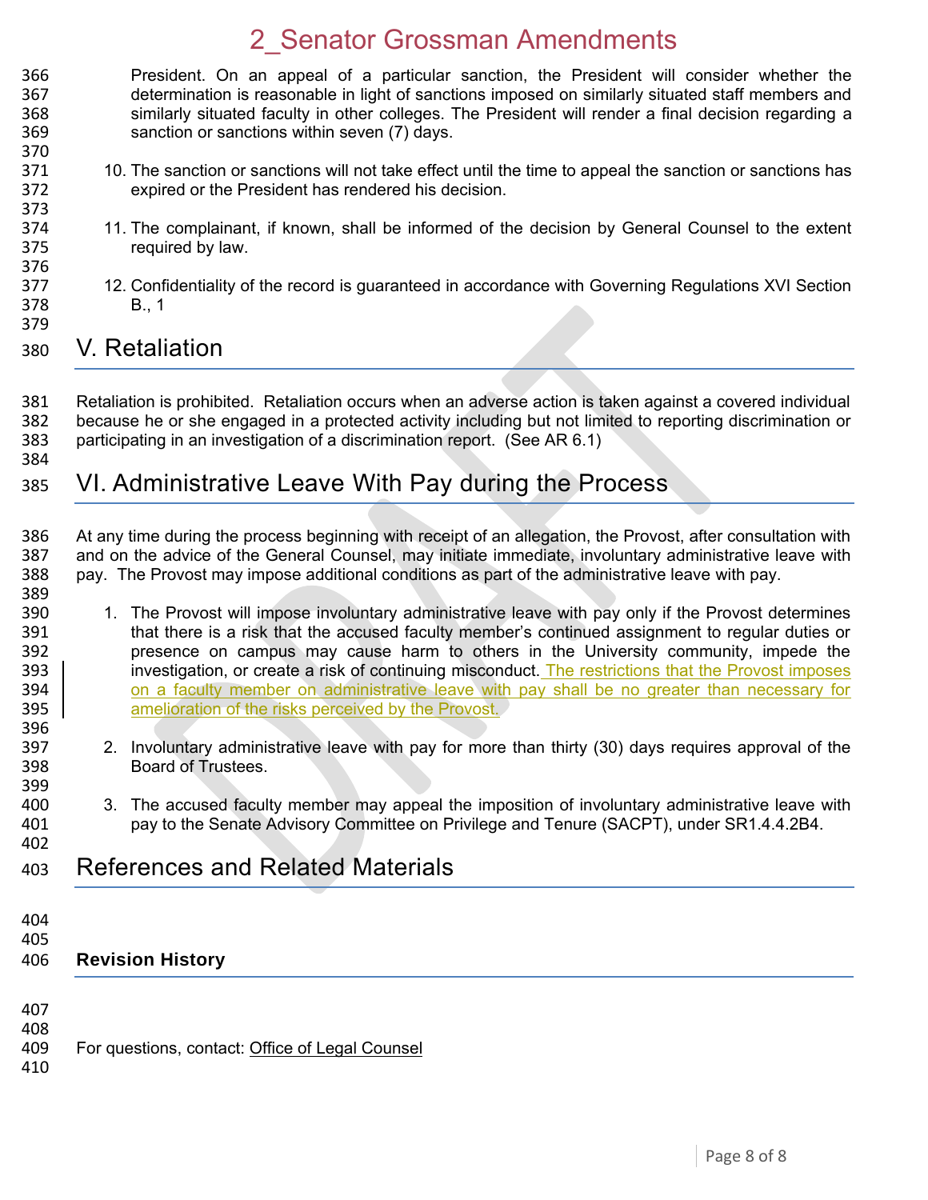President. On an appeal of a particular sanction, the President will consider whether the determination is reasonable in light of sanctions imposed on similarly situated staff members and similarly situated faculty in other colleges. The President will render a final decision regarding a sanction or sanctions within seven (7) days.

10. The sanction or sanctions will not take effect until the time to appeal the sanction or sanctions has expired or the President has rendered his decision.

11. The complainant, if known, shall be informed of the decision by General Counsel to the extent required by law.

12. Confidentiality of the record is guaranteed in accordance with Governing Regulations XVI Section B., 1

# V. Retaliation

Retaliation is prohibited. Retaliation occurs when an adverse action is taken against a covered individual because he or she engaged in a protected activity including but not limited to reporting discrimination or participating in an investigation of a discrimination report. (See AR 6.1)

# VI. Administrative Leave With Pay during the Process

At any time during the process beginning with receipt of an allegation, the Provost, after consultation with and on the advice of the General Counsel, may initiate immediate, involuntary administrative leave with pay. The Provost may impose additional conditions as part of the administrative leave with pay.

1. The Provost will impose involuntary administrative leave with pay only if the Provost determines that there is a risk that the accused faculty member's continued assignment to regular duties or presence on campus may cause harm to others in the University community, impede the investigation, or create a risk of continuing misconduct. The restrictions that the Provost imposes on a faculty member on administrative leave with pay shall be no greater than necessary for amelioration of the risks perceived by the Provost.

2. Involuntary administrative leave with pay for more than thirty (30) days requires approval of the Board of Trustees.

3. The accused faculty member may appeal the imposition of involuntary administrative leave with pay to the Senate Advisory Committee on Privilege and Tenure (SACPT), under SR1.4.4.2B4.

# References and Related Materials

**Revision History**

For questions, contact: Office of Legal Counsel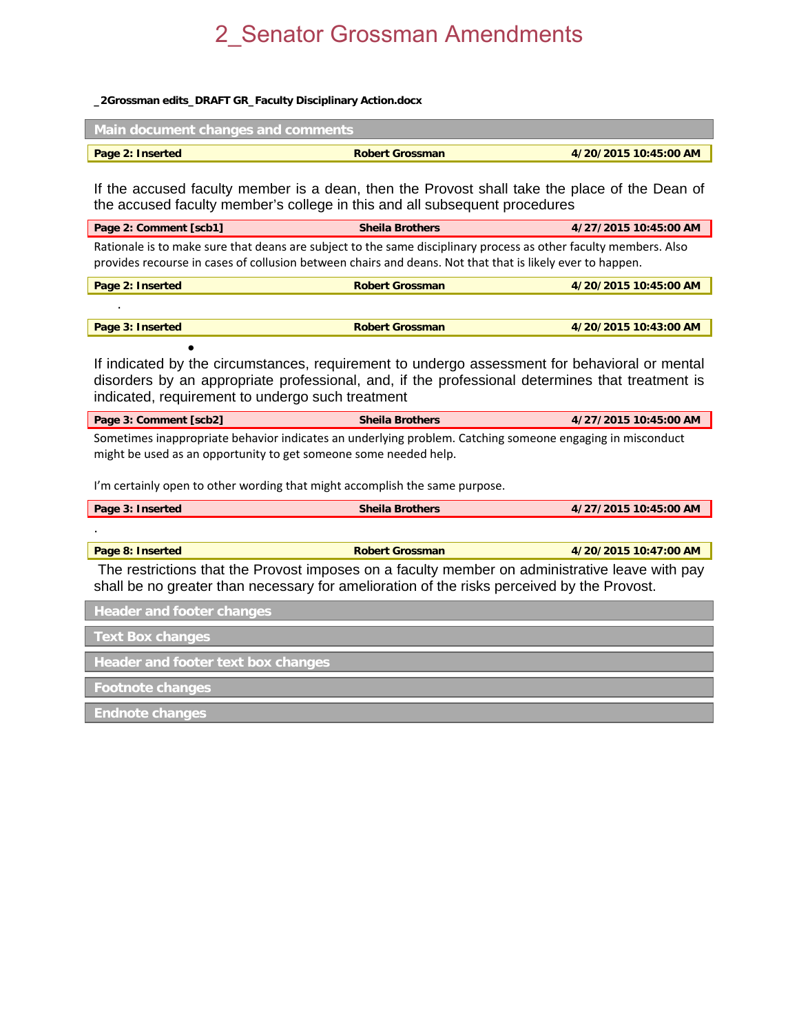# 2_Senator Grossman Amendments

**_2Grossman edits_DRAFT GR_Faculty Disciplinary Action.docx**

## Main document changes and comments

| Page 2: Inserted | Robert Grossman | 4/20/2015 10:45:00 AM |
|---|---|---|

If the accused faculty member is a dean, then the Provost shall take the place of the Dean of the accused faculty member's college in this and all subsequent procedures

| Page 2: Comment [scb1] | Sheila Brothers | 4/27/2015 10:45:00 AM |
|---|---|---|

Rationale is to make sure that deans are subject to the same disciplinary process as other faculty members. Also provides recourse in cases of collusion between chairs and deans. Not that that is likely ever to happen.

| Page 2: Inserted | Robert Grossman | 4/20/2015 10:45:00 AM |
|---|---|---|

.

| Page 3: Inserted | Robert Grossman | 4/20/2015 10:43:00 AM |
|---|---|---|

- If indicated by the circumstances, requirement to undergo assessment for behavioral or mental disorders by an appropriate professional, and, if the professional determines that treatment is indicated, requirement to undergo such treatment

| Page 3: Comment [scb2] | Sheila Brothers | 4/27/2015 10:45:00 AM |
|---|---|---|

Sometimes inappropriate behavior indicates an underlying problem. Catching someone engaging in misconduct might be used as an opportunity to get someone some needed help.

I'm certainly open to other wording that might accomplish the same purpose.

| Page 3: Inserted | Sheila Brothers | 4/27/2015 10:45:00 AM |
|---|---|---|

.

| Page 8: Inserted | Robert Grossman | 4/20/2015 10:47:00 AM |
|---|---|---|

The restrictions that the Provost imposes on a faculty member on administrative leave with pay shall be no greater than necessary for amelioration of the risks perceived by the Provost.

## Header and footer changes

## Text Box changes

## Header and footer text box changes

## Footnote changes

## Endnote changes